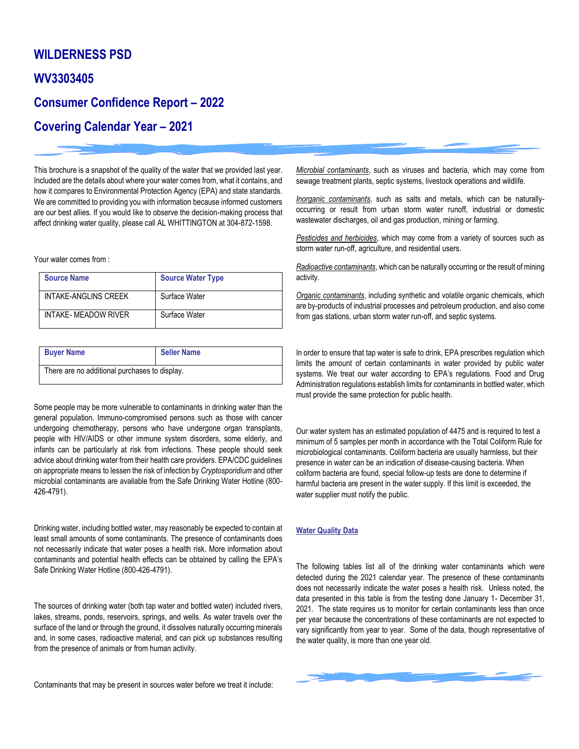# WILDERNESS PSD

# WV3303405

# Consumer Confidence Report – 2022

# Covering Calendar Year – 2021

This brochure is a snapshot of the quality of the water that we provided last year. Included are the details about where your water comes from, what it contains, and how it compares to Environmental Protection Agency (EPA) and state standards. We are committed to providing you with information because informed customers are our best allies. If you would like to observe the decision-making process that affect drinking water quality, please call AL WHITTINGTON at 304-872-1598.

Your water comes from :

| Source Name | Source Water Type |
|---|---|
| INTAKE-ANGLINS CREEK | Surface Water |
| INTAKE- MEADOW RIVER | Surface Water |

| Buyer Name | Seller Name |
|---|---|
| There are no additional purchases to display. | |

Some people may be more vulnerable to contaminants in drinking water than the general population. Immuno-compromised persons such as those with cancer undergoing chemotherapy, persons who have undergone organ transplants, people with HIV/AIDS or other immune system disorders, some elderly, and infants can be particularly at risk from infections. These people should seek advice about drinking water from their health care providers. EPA/CDC guidelines on appropriate means to lessen the risk of infection by *Cryptosporidium* and other microbial contaminants are available from the Safe Drinking Water Hotline (800-426-4791).

Drinking water, including bottled water, may reasonably be expected to contain at least small amounts of some contaminants. The presence of contaminants does not necessarily indicate that water poses a health risk. More information about contaminants and potential health effects can be obtained by calling the EPA's Safe Drinking Water Hotline (800-426-4791).

The sources of drinking water (both tap water and bottled water) included rivers, lakes, streams, ponds, reservoirs, springs, and wells. As water travels over the surface of the land or through the ground, it dissolves naturally occurring minerals and, in some cases, radioactive material, and can pick up substances resulting from the presence of animals or from human activity.

Contaminants that may be present in sources water before we treat it include:

*Microbial contaminants*, such as viruses and bacteria, which may come from sewage treatment plants, septic systems, livestock operations and wildlife.

*Inorganic contaminants*, such as salts and metals, which can be naturally-occurring or result from urban storm water runoff, industrial or domestic wastewater discharges, oil and gas production, mining or farming.

*Pesticides and herbicides*, which may come from a variety of sources such as storm water run-off, agriculture, and residential users.

*Radioactive contaminants*, which can be naturally occurring or the result of mining activity.

*Organic contaminants*, including synthetic and volatile organic chemicals, which are by-products of industrial processes and petroleum production, and also come from gas stations, urban storm water run-off, and septic systems.

In order to ensure that tap water is safe to drink, EPA prescribes regulation which limits the amount of certain contaminants in water provided by public water systems. We treat our water according to EPA's regulations. Food and Drug Administration regulations establish limits for contaminants in bottled water, which must provide the same protection for public health.

Our water system has an estimated population of 4475 and is required to test a minimum of 5 samples per month in accordance with the Total Coliform Rule for microbiological contaminants. Coliform bacteria are usually harmless, but their presence in water can be an indication of disease-causing bacteria. When coliform bacteria are found, special follow-up tests are done to determine if harmful bacteria are present in the water supply. If this limit is exceeded, the water supplier must notify the public.

## Water Quality Data

The following tables list all of the drinking water contaminants which were detected during the 2021 calendar year. The presence of these contaminants does not necessarily indicate the water poses a health risk. Unless noted, the data presented in this table is from the testing done January 1- December 31, 2021. The state requires us to monitor for certain contaminants less than once per year because the concentrations of these contaminants are not expected to vary significantly from year to year. Some of the data, though representative of the water quality, is more than one year old.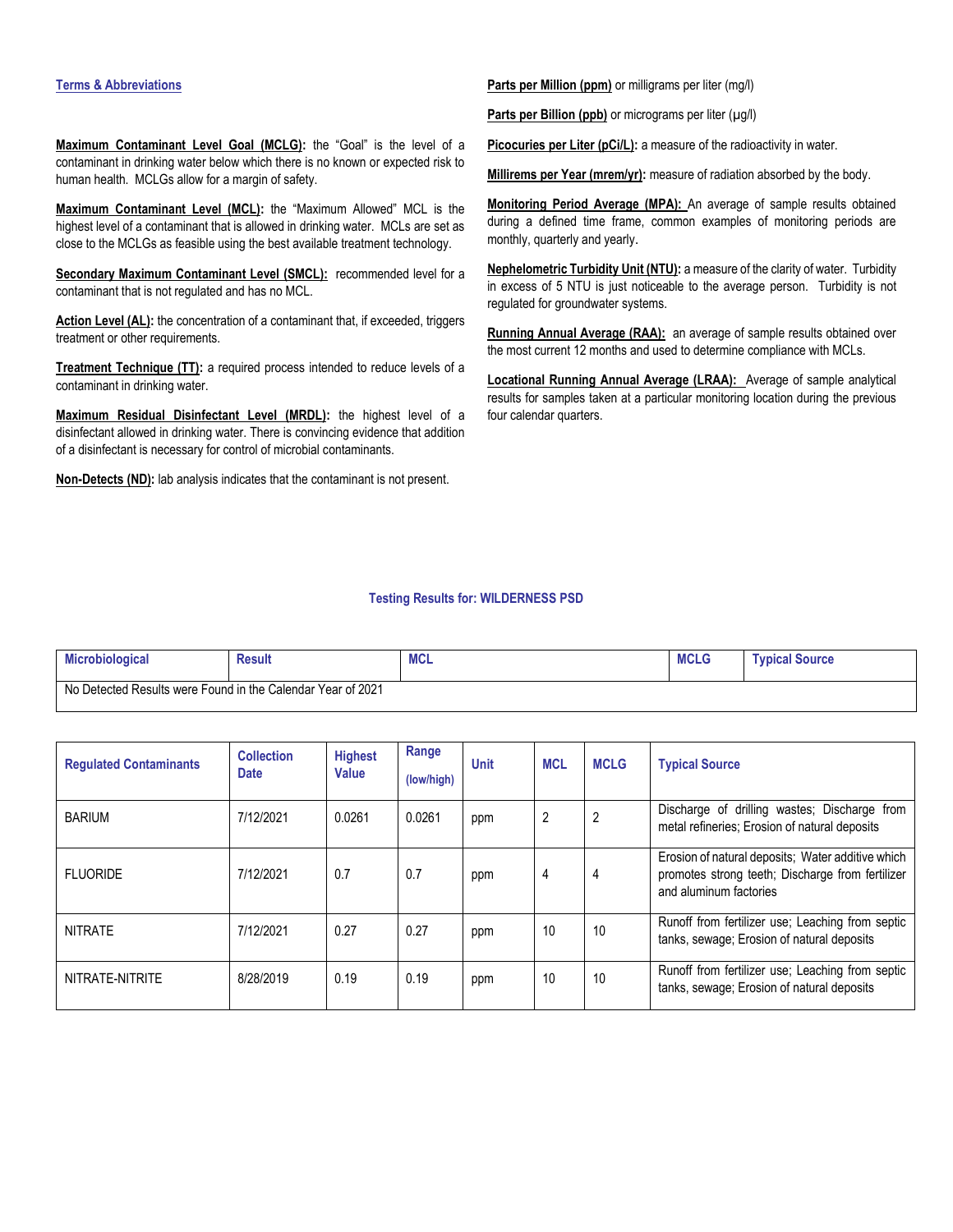## Terms & Abbreviations

**Maximum Contaminant Level Goal (MCLG):** the "Goal" is the level of a contaminant in drinking water below which there is no known or expected risk to human health. MCLGs allow for a margin of safety.

**Maximum Contaminant Level (MCL):** the "Maximum Allowed" MCL is the highest level of a contaminant that is allowed in drinking water. MCLs are set as close to the MCLGs as feasible using the best available treatment technology.

**Secondary Maximum Contaminant Level (SMCL):** recommended level for a contaminant that is not regulated and has no MCL.

**Action Level (AL):** the concentration of a contaminant that, if exceeded, triggers treatment or other requirements.

**Treatment Technique (TT):** a required process intended to reduce levels of a contaminant in drinking water.

**Maximum Residual Disinfectant Level (MRDL):** the highest level of a disinfectant allowed in drinking water. There is convincing evidence that addition of a disinfectant is necessary for control of microbial contaminants.

**Non-Detects (ND):** lab analysis indicates that the contaminant is not present.

**Parts per Million (ppm)** or milligrams per liter (mg/l)

**Parts per Billion (ppb)** or micrograms per liter (µg/l)

**Picocuries per Liter (pCi/L):** a measure of the radioactivity in water.

**Millirems per Year (mrem/yr):** measure of radiation absorbed by the body.

**Monitoring Period Average (MPA):** An average of sample results obtained during a defined time frame, common examples of monitoring periods are monthly, quarterly and yearly.

**Nephelometric Turbidity Unit (NTU):** a measure of the clarity of water. Turbidity in excess of 5 NTU is just noticeable to the average person. Turbidity is not regulated for groundwater systems.

**Running Annual Average (RAA):** an average of sample results obtained over the most current 12 months and used to determine compliance with MCLs.

**Locational Running Annual Average (LRAA):** Average of sample analytical results for samples taken at a particular monitoring location during the previous four calendar quarters.

## Testing Results for: WILDERNESS PSD

| Microbiological | Result | MCL | MCLG | Typical Source |
|---|---|---|---|---|
| No Detected Results were Found in the Calendar Year of 2021 | | | | |

| Regulated Contaminants | Collection Date | Highest Value | Range (low/high) | Unit | MCL | MCLG | Typical Source |
|---|---|---|---|---|---|---|---|
| BARIUM | 7/12/2021 | 0.0261 | 0.0261 | ppm | 2 | 2 | Discharge of drilling wastes; Discharge from metal refineries; Erosion of natural deposits |
| FLUORIDE | 7/12/2021 | 0.7 | 0.7 | ppm | 4 | 4 | Erosion of natural deposits; Water additive which promotes strong teeth; Discharge from fertilizer and aluminum factories |
| NITRATE | 7/12/2021 | 0.27 | 0.27 | ppm | 10 | 10 | Runoff from fertilizer use; Leaching from septic tanks, sewage; Erosion of natural deposits |
| NITRATE-NITRITE | 8/28/2019 | 0.19 | 0.19 | ppm | 10 | 10 | Runoff from fertilizer use; Leaching from septic tanks, sewage; Erosion of natural deposits |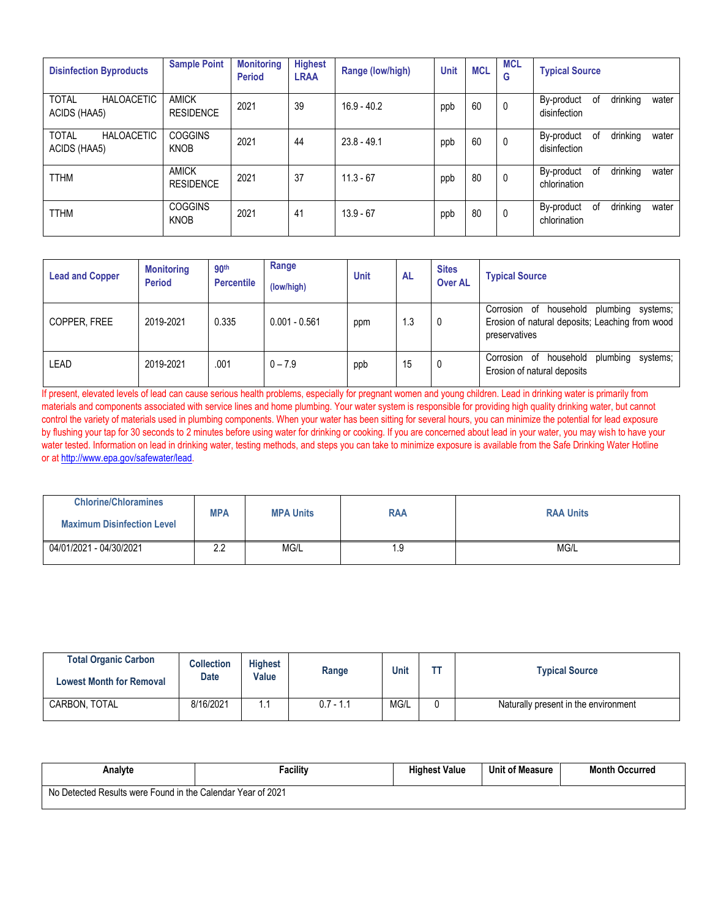| Disinfection Byproducts | Sample Point | Monitoring Period | Highest LRAA | Range (low/high) | Unit | MCL | MCL G | Typical Source |
|---|---|---|---|---|---|---|---|---|
| TOTAL HALOACETIC ACIDS (HAA5) | AMICK RESIDENCE | 2021 | 39 | 16.9 - 40.2 | ppb | 60 | 0 | By-product of drinking water disinfection |
| TOTAL HALOACETIC ACIDS (HAA5) | COGGINS KNOB | 2021 | 44 | 23.8 - 49.1 | ppb | 60 | 0 | By-product of drinking water disinfection |
| TTHM | AMICK RESIDENCE | 2021 | 37 | 11.3 - 67 | ppb | 80 | 0 | By-product of drinking water chlorination |
| TTHM | COGGINS KNOB | 2021 | 41 | 13.9 - 67 | ppb | 80 | 0 | By-product of drinking water chlorination |

| Lead and Copper | Monitoring Period | 90th Percentile | Range (low/high) | Unit | AL | Sites Over AL | Typical Source |
|---|---|---|---|---|---|---|---|
| COPPER, FREE | 2019-2021 | 0.335 | 0.001 - 0.561 | ppm | 1.3 | 0 | Corrosion of household plumbing systems; Erosion of natural deposits; Leaching from wood preservatives |
| LEAD | 2019-2021 | .001 | 0 – 7.9 | ppb | 15 | 0 | Corrosion of household plumbing systems; Erosion of natural deposits |

If present, elevated levels of lead can cause serious health problems, especially for pregnant women and young children. Lead in drinking water is primarily from materials and components associated with service lines and home plumbing. Your water system is responsible for providing high quality drinking water, but cannot control the variety of materials used in plumbing components. When your water has been sitting for several hours, you can minimize the potential for lead exposure by flushing your tap for 30 seconds to 2 minutes before using water for drinking or cooking. If you are concerned about lead in your water, you may wish to have your water tested. Information on lead in drinking water, testing methods, and steps you can take to minimize exposure is available from the Safe Drinking Water Hotline or at http://www.epa.gov/safewater/lead.

| Chlorine/Chloramines Maximum Disinfection Level | MPA | MPA Units | RAA | RAA Units |
|---|---|---|---|---|
| 04/01/2021 - 04/30/2021 | 2.2 | MG/L | 1.9 | MG/L |

| Total Organic Carbon Lowest Month for Removal | Collection Date | Highest Value | Range | Unit | TT | Typical Source |
|---|---|---|---|---|---|---|
| CARBON, TOTAL | 8/16/2021 | 1.1 | 0.7 - 1.1 | MG/L | 0 | Naturally present in the environment |

| Analyte | Facility | Highest Value | Unit of Measure | Month Occurred |
|---|---|---|---|---|
| No Detected Results were Found in the Calendar Year of 2021 | | | | |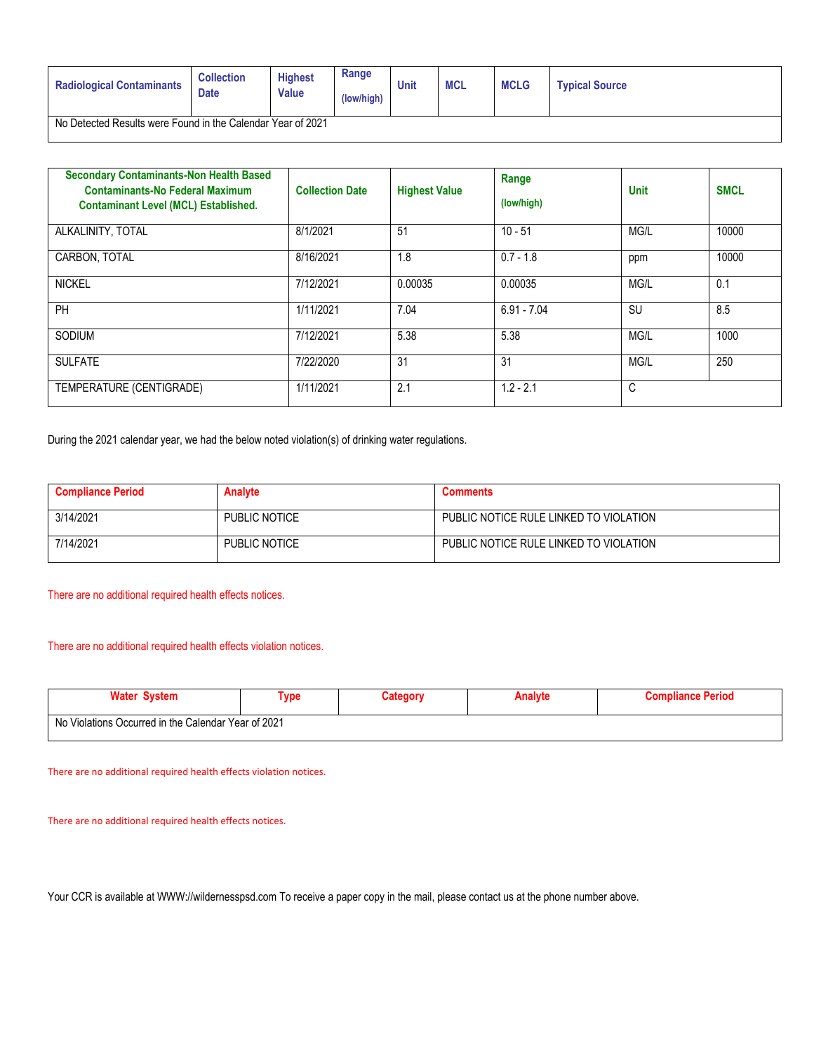| Radiological Contaminants | Collection Date | Highest Value | Range (low/high) | Unit | MCL | MCLG | Typical Source |
|---|---|---|---|---|---|---|---|
| No Detected Results were Found in the Calendar Year of 2021 | | | | | | | |

| Secondary Contaminants-Non Health Based Contaminants-No Federal Maximum Contaminant Level (MCL) Established. | Collection Date | Highest Value | Range (low/high) | Unit | SMCL |
|---|---|---|---|---|---|
| ALKALINITY, TOTAL | 8/1/2021 | 51 | 10 - 51 | MG/L | 10000 |
| CARBON, TOTAL | 8/16/2021 | 1.8 | 0.7 - 1.8 | ppm | 10000 |
| NICKEL | 7/12/2021 | 0.00035 | 0.00035 | MG/L | 0.1 |
| PH | 1/11/2021 | 7.04 | 6.91 - 7.04 | SU | 8.5 |
| SODIUM | 7/12/2021 | 5.38 | 5.38 | MG/L | 1000 |
| SULFATE | 7/22/2020 | 31 | 31 | MG/L | 250 |
| TEMPERATURE (CENTIGRADE) | 1/11/2021 | 2.1 | 1.2 - 2.1 | C | |

During the 2021 calendar year, we had the below noted violation(s) of drinking water regulations.

| Compliance Period | Analyte | Comments |
|---|---|---|
| 3/14/2021 | PUBLIC NOTICE | PUBLIC NOTICE RULE LINKED TO VIOLATION |
| 7/14/2021 | PUBLIC NOTICE | PUBLIC NOTICE RULE LINKED TO VIOLATION |

There are no additional required health effects notices.

There are no additional required health effects violation notices.

| Water System | Type | Category | Analyte | Compliance Period |
|---|---|---|---|---|
| No Violations Occurred in the Calendar Year of 2021 | | | | |

There are no additional required health effects violation notices.

There are no additional required health effects notices.

Your CCR is available at WWW://wildernesspsd.com To receive a paper copy in the mail, please contact us at the phone number above.